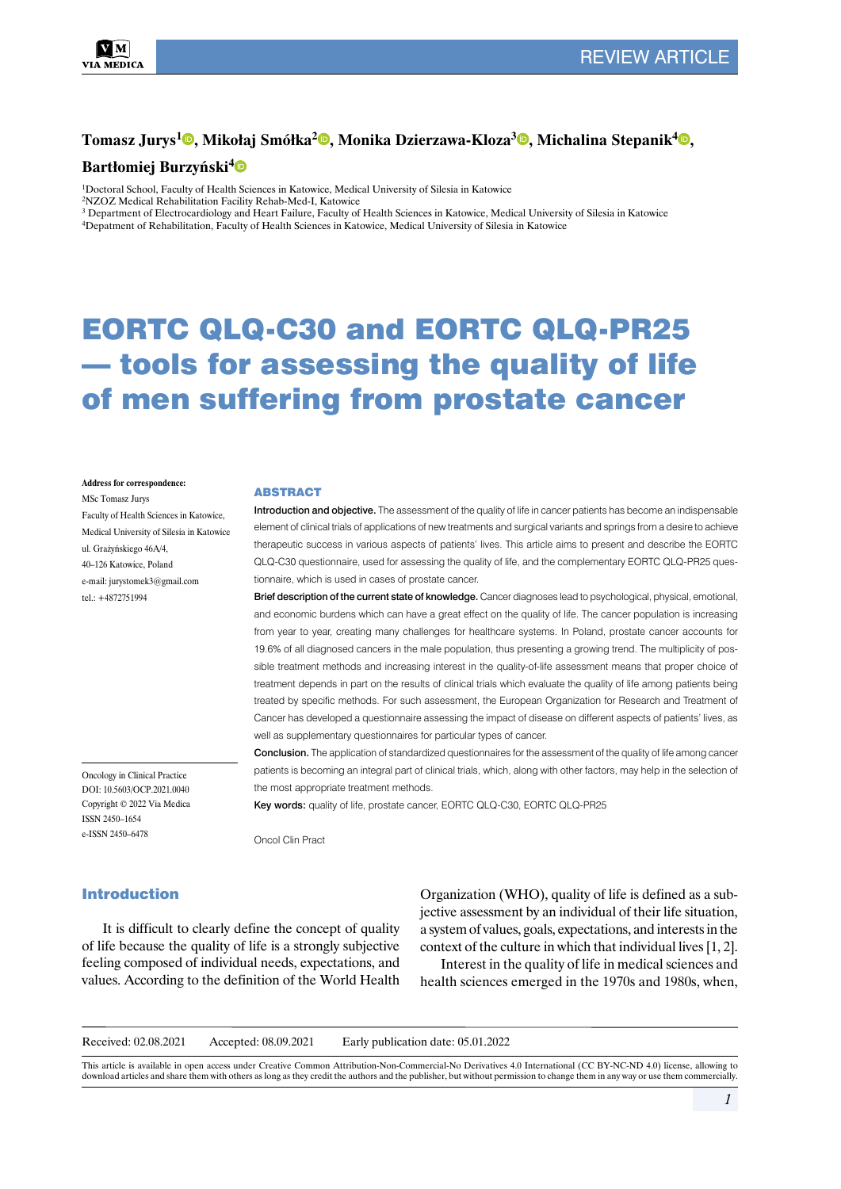REVIEW ARTICLE

Tomasz Jurys[1], Mikołaj Smółka[2], Monika Dzierzawa-Kloza[3], Michalina Stepanik[4], Bartłomiej Burzyński[4]

[1]Doctoral School, Faculty of Health Sciences in Katowice, Medical University of Silesia in Katowice
[2]NZOZ Medical Rehabilitation Facility Rehab-Med-I, Katowice
[3] Department of Electrocardiology and Heart Failure, Faculty of Health Sciences in Katowice, Medical University of Silesia in Katowice
[4]Depatment of Rehabilitation, Faculty of Health Sciences in Katowice, Medical University of Silesia in Katowice

# EORTC QLQ-C30 and EORTC QLQ-PR25 — tools for assessing the quality of life of men suffering from prostate cancer

**Address for correspondence:**
MSc Tomasz Jurys
Faculty of Health Sciences in Katowice,
Medical University of Silesia in Katowice
ul. Grażyńskiego 46A/4,
40–126 Katowice, Poland
e-mail: jurystomek3@gmail.com
tel.: +4872751994

Oncology in Clinical Practice
DOI: 10.5603/OCP.2021.0040
Copyright © 2022 Via Medica
ISSN 2450–1654
e-ISSN 2450–6478

## ABSTRACT

**Introduction and objective.** The assessment of the quality of life in cancer patients has become an indispensable element of clinical trials of applications of new treatments and surgical variants and springs from a desire to achieve therapeutic success in various aspects of patients' lives. This article aims to present and describe the EORTC QLQ-C30 questionnaire, used for assessing the quality of life, and the complementary EORTC QLQ-PR25 questionnaire, which is used in cases of prostate cancer.

**Brief description of the current state of knowledge.** Cancer diagnoses lead to psychological, physical, emotional, and economic burdens which can have a great effect on the quality of life. The cancer population is increasing from year to year, creating many challenges for healthcare systems. In Poland, prostate cancer accounts for 19.6% of all diagnosed cancers in the male population, thus presenting a growing trend. The multiplicity of possible treatment methods and increasing interest in the quality-of-life assessment means that proper choice of treatment depends in part on the results of clinical trials which evaluate the quality of life among patients being treated by specific methods. For such assessment, the European Organization for Research and Treatment of Cancer has developed a questionnaire assessing the impact of disease on different aspects of patients' lives, as well as supplementary questionnaires for particular types of cancer.

**Conclusion.** The application of standardized questionnaires for the assessment of the quality of life among cancer patients is becoming an integral part of clinical trials, which, along with other factors, may help in the selection of the most appropriate treatment methods.

**Key words:** quality of life, prostate cancer, EORTC QLQ-C30, EORTC QLQ-PR25

Oncol Clin Pract

## Introduction

It is difficult to clearly define the concept of quality of life because the quality of life is a strongly subjective feeling composed of individual needs, expectations, and values. According to the definition of the World Health Organization (WHO), quality of life is defined as a subjective assessment by an individual of their life situation, a system of values, goals, expectations, and interests in the context of the culture in which that individual lives [1, 2].

Interest in the quality of life in medical sciences and health sciences emerged in the 1970s and 1980s, when,

Received: 02.08.2021 Accepted: 08.09.2021 Early publication date: 05.01.2022

This article is available in open access under Creative Common Attribution-Non-Commercial-No Derivatives 4.0 International (CC BY-NC-ND 4.0) license, allowing to download articles and share them with others as long as they credit the authors and the publisher, but without permission to change them in any way or use them commercially.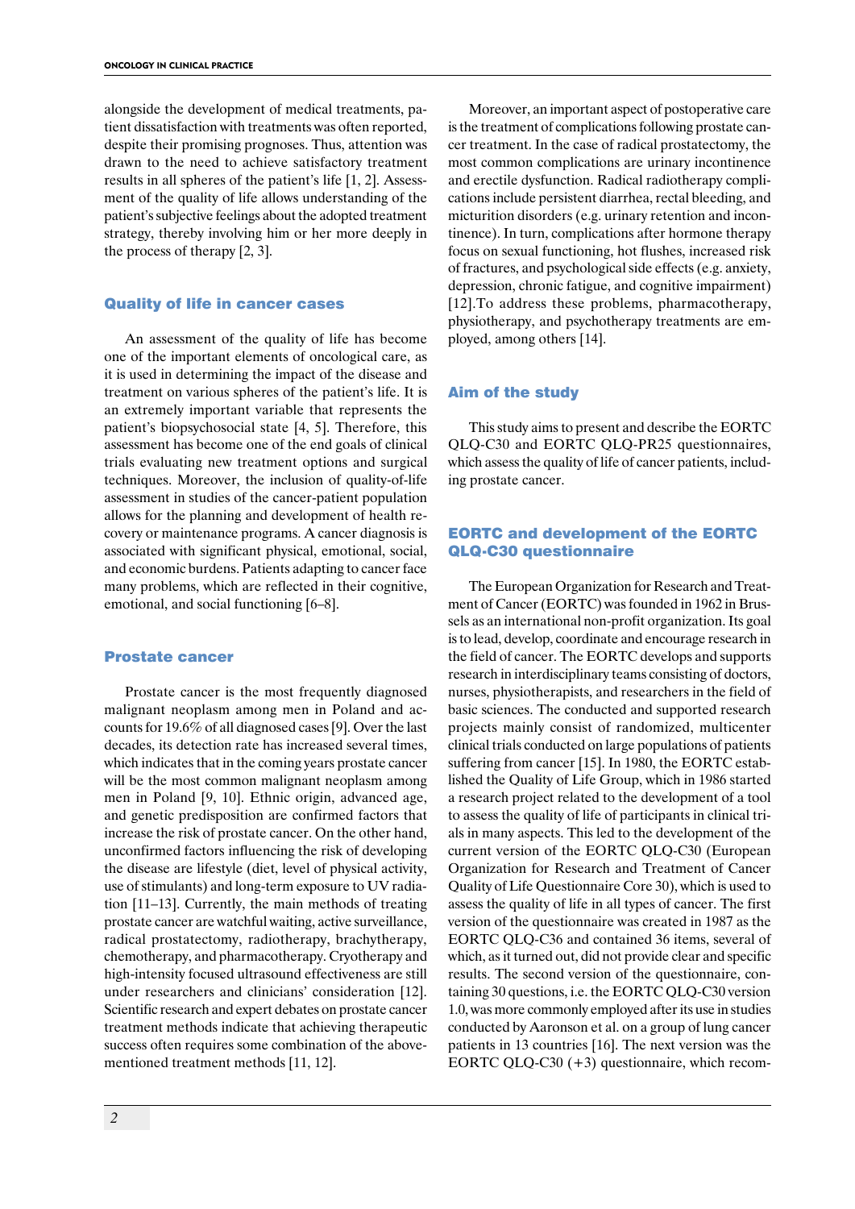alongside the development of medical treatments, patient dissatisfaction with treatments was often reported, despite their promising prognoses. Thus, attention was drawn to the need to achieve satisfactory treatment results in all spheres of the patient's life [1, 2]. Assessment of the quality of life allows understanding of the patient's subjective feelings about the adopted treatment strategy, thereby involving him or her more deeply in the process of therapy [2, 3].

## Quality of life in cancer cases

An assessment of the quality of life has become one of the important elements of oncological care, as it is used in determining the impact of the disease and treatment on various spheres of the patient's life. It is an extremely important variable that represents the patient's biopsychosocial state [4, 5]. Therefore, this assessment has become one of the end goals of clinical trials evaluating new treatment options and surgical techniques. Moreover, the inclusion of quality-of-life assessment in studies of the cancer-patient population allows for the planning and development of health recovery or maintenance programs. A cancer diagnosis is associated with significant physical, emotional, social, and economic burdens. Patients adapting to cancer face many problems, which are reflected in their cognitive, emotional, and social functioning [6–8].

## Prostate cancer

Prostate cancer is the most frequently diagnosed malignant neoplasm among men in Poland and accounts for 19.6% of all diagnosed cases [9]. Over the last decades, its detection rate has increased several times, which indicates that in the coming years prostate cancer will be the most common malignant neoplasm among men in Poland [9, 10]. Ethnic origin, advanced age, and genetic predisposition are confirmed factors that increase the risk of prostate cancer. On the other hand, unconfirmed factors influencing the risk of developing the disease are lifestyle (diet, level of physical activity, use of stimulants) and long-term exposure to UV radiation [11–13]. Currently, the main methods of treating prostate cancer are watchful waiting, active surveillance, radical prostatectomy, radiotherapy, brachytherapy, chemotherapy, and pharmacotherapy. Cryotherapy and high-intensity focused ultrasound effectiveness are still under researchers and clinicians' consideration [12]. Scientific research and expert debates on prostate cancer treatment methods indicate that achieving therapeutic success often requires some combination of the above-mentioned treatment methods [11, 12].

Moreover, an important aspect of postoperative care is the treatment of complications following prostate cancer treatment. In the case of radical prostatectomy, the most common complications are urinary incontinence and erectile dysfunction. Radical radiotherapy complications include persistent diarrhea, rectal bleeding, and micturition disorders (e.g. urinary retention and incontinence). In turn, complications after hormone therapy focus on sexual functioning, hot flushes, increased risk of fractures, and psychological side effects (e.g. anxiety, depression, chronic fatigue, and cognitive impairment) [12].To address these problems, pharmacotherapy, physiotherapy, and psychotherapy treatments are employed, among others [14].

## Aim of the study

This study aims to present and describe the EORTC QLQ-C30 and EORTC QLQ-PR25 questionnaires, which assess the quality of life of cancer patients, including prostate cancer.

## EORTC and development of the EORTC QLQ-C30 questionnaire

The European Organization for Research and Treatment of Cancer (EORTC) was founded in 1962 in Brussels as an international non-profit organization. Its goal is to lead, develop, coordinate and encourage research in the field of cancer. The EORTC develops and supports research in interdisciplinary teams consisting of doctors, nurses, physiotherapists, and researchers in the field of basic sciences. The conducted and supported research projects mainly consist of randomized, multicenter clinical trials conducted on large populations of patients suffering from cancer [15]. In 1980, the EORTC established the Quality of Life Group, which in 1986 started a research project related to the development of a tool to assess the quality of life of participants in clinical trials in many aspects. This led to the development of the current version of the EORTC QLQ-C30 (European Organization for Research and Treatment of Cancer Quality of Life Questionnaire Core 30), which is used to assess the quality of life in all types of cancer. The first version of the questionnaire was created in 1987 as the EORTC QLQ-C36 and contained 36 items, several of which, as it turned out, did not provide clear and specific results. The second version of the questionnaire, containing 30 questions, i.e. the EORTC QLQ-C30 version 1.0, was more commonly employed after its use in studies conducted by Aaronson et al. on a group of lung cancer patients in 13 countries [16]. The next version was the EORTC QLQ-C30 (+3) questionnaire, which recom-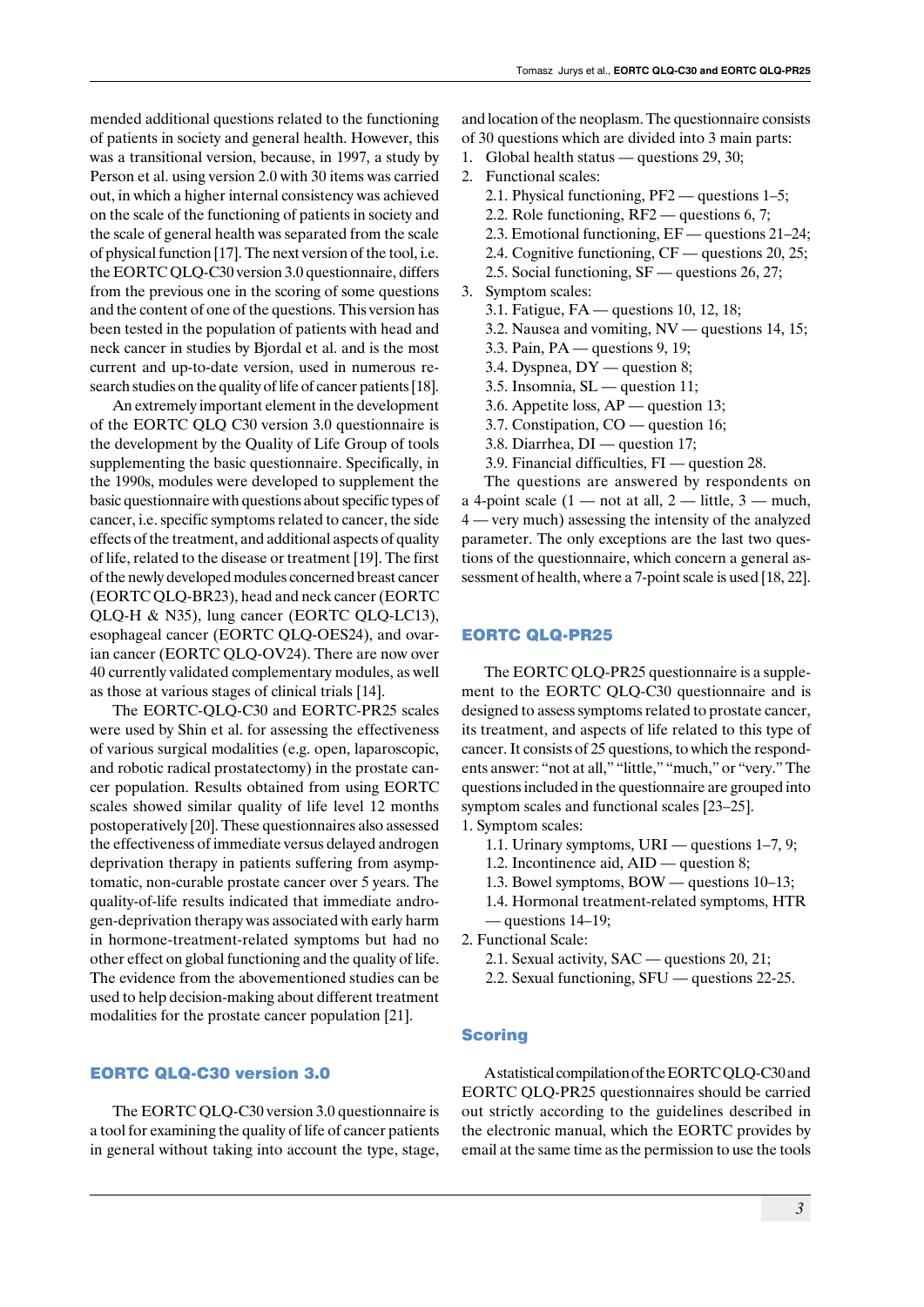mended additional questions related to the functioning of patients in society and general health. However, this was a transitional version, because, in 1997, a study by Person et al. using version 2.0 with 30 items was carried out, in which a higher internal consistency was achieved on the scale of the functioning of patients in society and the scale of general health was separated from the scale of physical function [17]. The next version of the tool, i.e. the EORTC QLQ-C30 version 3.0 questionnaire, differs from the previous one in the scoring of some questions and the content of one of the questions. This version has been tested in the population of patients with head and neck cancer in studies by Bjordal et al. and is the most current and up-to-date version, used in numerous research studies on the quality of life of cancer patients [18].

An extremely important element in the development of the EORTC QLQ C30 version 3.0 questionnaire is the development by the Quality of Life Group of tools supplementing the basic questionnaire. Specifically, in the 1990s, modules were developed to supplement the basic questionnaire with questions about specific types of cancer, i.e. specific symptoms related to cancer, the side effects of the treatment, and additional aspects of quality of life, related to the disease or treatment [19]. The first of the newly developed modules concerned breast cancer (EORTC QLQ-BR23), head and neck cancer (EORTC QLQ-H & N35), lung cancer (EORTC QLQ-LC13), esophageal cancer (EORTC QLQ-OES24), and ovarian cancer (EORTC QLQ-OV24). There are now over 40 currently validated complementary modules, as well as those at various stages of clinical trials [14].

The EORTC-QLQ-C30 and EORTC-PR25 scales were used by Shin et al. for assessing the effectiveness of various surgical modalities (e.g. open, laparoscopic, and robotic radical prostatectomy) in the prostate cancer population. Results obtained from using EORTC scales showed similar quality of life level 12 months postoperatively [20]. These questionnaires also assessed the effectiveness of immediate versus delayed androgen deprivation therapy in patients suffering from asymptomatic, non-curable prostate cancer over 5 years. The quality-of-life results indicated that immediate androgen-deprivation therapy was associated with early harm in hormone-treatment-related symptoms but had no other effect on global functioning and the quality of life. The evidence from the abovementioned studies can be used to help decision-making about different treatment modalities for the prostate cancer population [21].

## EORTC QLQ-C30 version 3.0

The EORTC QLQ-C30 version 3.0 questionnaire is a tool for examining the quality of life of cancer patients in general without taking into account the type, stage, and location of the neoplasm. The questionnaire consists of 30 questions which are divided into 3 main parts:

1. Global health status — questions 29, 30;
2. Functional scales:
   - 2.1. Physical functioning, PF2 — questions 1–5;
   - 2.2. Role functioning, RF2 — questions 6, 7;
   - 2.3. Emotional functioning, EF — questions 21–24;
   - 2.4. Cognitive functioning, CF — questions 20, 25;
   - 2.5. Social functioning, SF — questions 26, 27;
3. Symptom scales:
   - 3.1. Fatigue, FA — questions 10, 12, 18;
   - 3.2. Nausea and vomiting, NV — questions 14, 15;
   - 3.3. Pain, PA — questions 9, 19;
   - 3.4. Dyspnea, DY — question 8;
   - 3.5. Insomnia, SL — question 11;
   - 3.6. Appetite loss, AP — question 13;
   - 3.7. Constipation, CO — question 16;
   - 3.8. Diarrhea, DI — question 17;
   - 3.9. Financial difficulties, FI — question 28.

The questions are answered by respondents on a 4-point scale (1 — not at all, 2 — little, 3 — much, 4 — very much) assessing the intensity of the analyzed parameter. The only exceptions are the last two questions of the questionnaire, which concern a general assessment of health, where a 7-point scale is used [18, 22].

## EORTC QLQ-PR25

The EORTC QLQ-PR25 questionnaire is a supplement to the EORTC QLQ-C30 questionnaire and is designed to assess symptoms related to prostate cancer, its treatment, and aspects of life related to this type of cancer. It consists of 25 questions, to which the respondents answer: "not at all," "little," "much," or "very." The questions included in the questionnaire are grouped into symptom scales and functional scales [23–25].

1. Symptom scales:
   - 1.1. Urinary symptoms, URI — questions 1–7, 9;
   - 1.2. Incontinence aid, AID — question 8;
   - 1.3. Bowel symptoms, BOW — questions 10–13;
   - 1.4. Hormonal treatment-related symptoms, HTR — questions 14–19;
2. Functional Scale:
   - 2.1. Sexual activity, SAC — questions 20, 21;
   - 2.2. Sexual functioning, SFU — questions 22-25.

## Scoring

A statistical compilation of the EORTC QLQ-C30 and EORTC QLQ-PR25 questionnaires should be carried out strictly according to the guidelines described in the electronic manual, which the EORTC provides by email at the same time as the permission to use the tools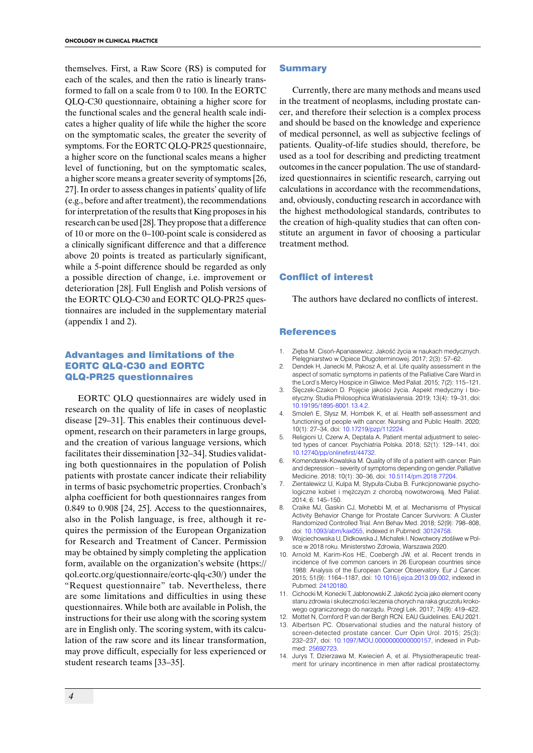themselves. First, a Raw Score (RS) is computed for each of the scales, and then the ratio is linearly transformed to fall on a scale from 0 to 100. In the EORTC QLQ-C30 questionnaire, obtaining a higher score for the functional scales and the general health scale indicates a higher quality of life while the higher the score on the symptomatic scales, the greater the severity of symptoms. For the EORTC QLQ-PR25 questionnaire, a higher score on the functional scales means a higher level of functioning, but on the symptomatic scales, a higher score means a greater severity of symptoms [26, 27]. In order to assess changes in patients' quality of life (e.g., before and after treatment), the recommendations for interpretation of the results that King proposes in his research can be used [28]. They propose that a difference of 10 or more on the 0–100-point scale is considered as a clinically significant difference and that a difference above 20 points is treated as particularly significant, while a 5-point difference should be regarded as only a possible direction of change, i.e. improvement or deterioration [28]. Full English and Polish versions of the EORTC QLQ-C30 and EORTC QLQ-PR25 questionnaires are included in the supplementary material (appendix 1 and 2).

## Advantages and limitations of the EORTC QLQ-C30 and EORTC QLQ-PR25 questionnaires

EORTC QLQ questionnaires are widely used in research on the quality of life in cases of neoplastic disease [29–31]. This enables their continuous development, research on their parameters in large groups, and the creation of various language versions, which facilitates their dissemination [32–34]. Studies validating both questionnaires in the population of Polish patients with prostate cancer indicate their reliability in terms of basic psychometric properties. Cronbach's alpha coefficient for both questionnaires ranges from 0.849 to 0.908 [24, 25]. Access to the questionnaires, also in the Polish language, is free, although it requires the permission of the European Organization for Research and Treatment of Cancer. Permission may be obtained by simply completing the application form, available on the organization's website (https://qol.eortc.org/questionnaire/eortc-qlq-c30/) under the "Request questionnaire" tab. Nevertheless, there are some limitations and difficulties in using these questionnaires. While both are available in Polish, the instructions for their use along with the scoring system are in English only. The scoring system, with its calculation of the raw score and its linear transformation, may prove difficult, especially for less experienced or student research teams [33–35].

## Summary

Currently, there are many methods and means used in the treatment of neoplasms, including prostate cancer, and therefore their selection is a complex process and should be based on the knowledge and experience of medical personnel, as well as subjective feelings of patients. Quality-of-life studies should, therefore, be used as a tool for describing and predicting treatment outcomes in the cancer population. The use of standardized questionnaires in scientific research, carrying out calculations in accordance with the recommendations, and, obviously, conducting research in accordance with the highest methodological standards, contributes to the creation of high-quality studies that can often constitute an argument in favor of choosing a particular treatment method.

## Conflict of interest

The authors have declared no conflicts of interest.

## References

1. Zięba M. Cisoń-Apanasewicz. Jakość życia w naukach medycznych. Pielęgniarstwo w Opiece Długoterminowej. 2017; 2(3): 57–62.
2. Dendek H, Janecki M, Pakosz A, et al. Life quality assessment in the aspect of somatic symptoms in patients of the Palliative Care Ward in the Lord's Mercy Hospice in Gliwice. Med Paliat. 2015; 7(2): 115–121.
3. Ślęczek-Czakon D. Pojęcie jakości życia. Aspekt medyczny i bioetyczny. Studia Philosophica Wratislaviensia. 2019; 13(4): 19–31, doi: 10.19195/1895-8001.13.4.2.
4. Smoleń E, Słysz M, Hombek K, et al. Health self-assessment and functioning of people with cancer. Nursing and Public Health. 2020; 10(1): 27–34, doi: 10.17219/pzp/112224.
5. Religioni U, Czerw A, Deptała A. Patient mental adjustment to selected types of cancer. Psychiatria Polska. 2018; 52(1): 129–141, doi: 10.12740/pp/onlinefirst/44732.
6. Komendarek-Kowalska M. Quality of life of a patient with cancer. Pain and depression – severity of symptoms depending on gender. Palliative Medicine. 2018; 10(1): 30–36, doi: 10.5114/pm.2018.77204.
7. Zientalewicz U, Kulpa M, Stypuła-Ciuba B. Funkcjonowanie psychologiczne kobiet i mężczyzn z chorobą nowotworową. Med Paliat. 2014; 6: 145–150.
8. Craike MJ, Gaskin CJ, Mohebbi M, et al. Mechanisms of Physical Activity Behavior Change for Prostate Cancer Survivors: A Cluster Randomized Controlled Trial. Ann Behav Med. 2018; 52(9): 798–808, doi: 10.1093/abm/kax055, indexed in Pubmed: 30124758.
9. Wojciechowska U, Didkowska J, Michałek I. Nowotwory złośliwe w Polsce w 2018 roku. Ministerstwo Zdrowia, Warszawa 2020.
10. Arnold M, Karim-Kos HE, Coebergh JW, et al. Recent trends in incidence of five common cancers in 26 European countries since 1988: Analysis of the European Cancer Observatory. Eur J Cancer. 2015; 51(9): 1164–1187, doi: 10.1016/j.ejca.2013.09.002, indexed in Pubmed: 24120180.
11. Cichocki M, Konecki T, Jabłonowski Z. Jakość życia jako element oceny stanu zdrowia i skuteczności leczenia chorych na raka gruczołu krokowego ograniczonego do narządu. Przegl Lek. 2017; 74(9): 419–422.
12. Mottet N, Cornford P, van der Bergh RCN. EAU Guidelines. EAU 2021.
13. Albertsen PC. Observational studies and the natural history of screen-detected prostate cancer. Curr Opin Urol. 2015; 25(3): 232–237, doi: 10.1097/MOU.0000000000000157, indexed in Pubmed: 25692723.
14. Jurys T, Dzierzawa M, Kwiecień A, et al. Physiotherapeutic treatment for urinary incontinence in men after radical prostatectomy.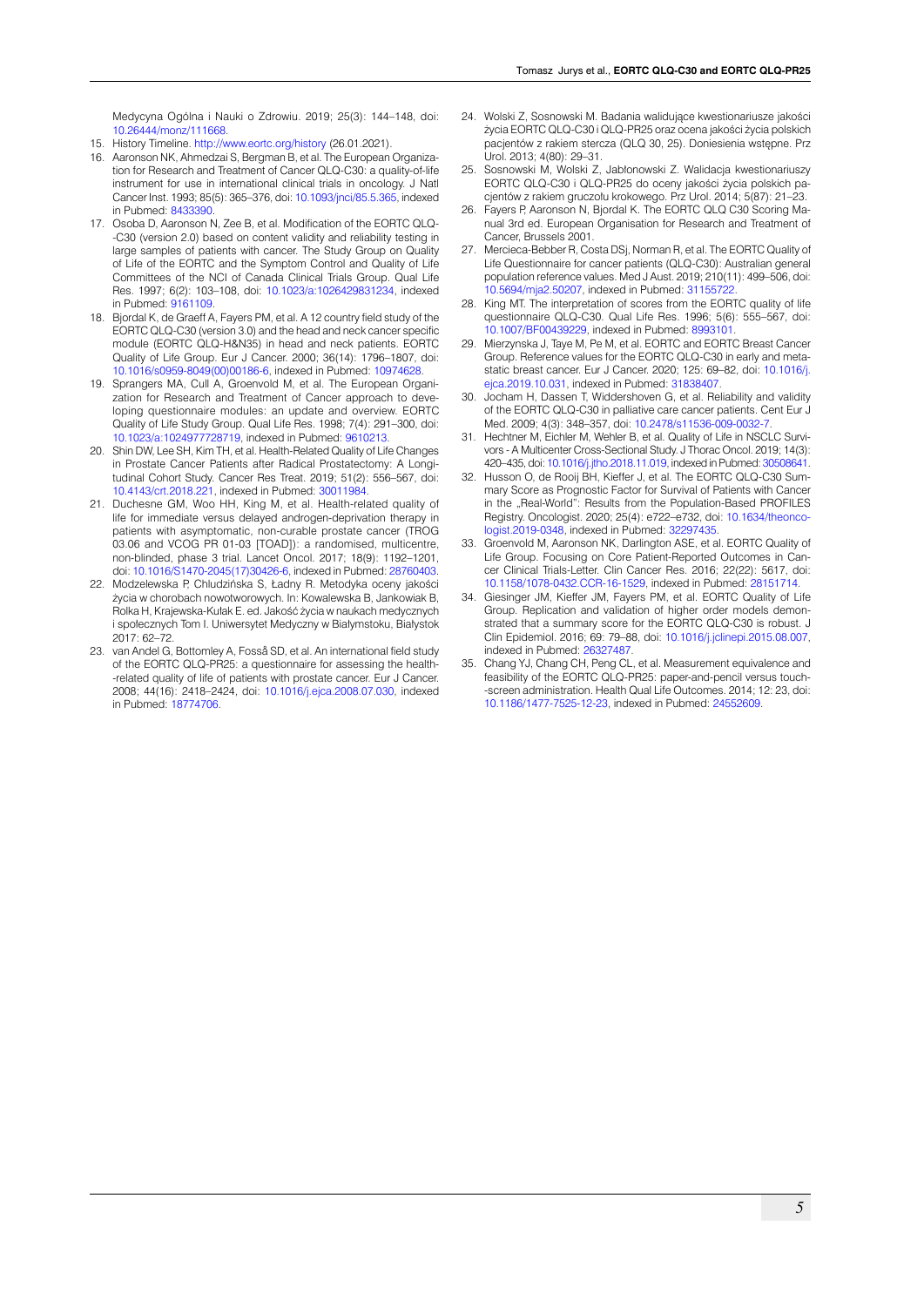Medycyna Ogólna i Nauki o Zdrowiu. 2019; 25(3): 144–148, doi: 10.26444/monz/111668.

15. History Timeline. http://www.eortc.org/history (26.01.2021).
16. Aaronson NK, Ahmedzai S, Bergman B, et al. The European Organization for Research and Treatment of Cancer QLQ-C30: a quality-of-life instrument for use in international clinical trials in oncology. J Natl Cancer Inst. 1993; 85(5): 365–376, doi: 10.1093/jnci/85.5.365, indexed in Pubmed: 8433390.
17. Osoba D, Aaronson N, Zee B, et al. Modification of the EORTC QLQ-C30 (version 2.0) based on content validity and reliability testing in large samples of patients with cancer. The Study Group on Quality of Life of the EORTC and the Symptom Control and Quality of Life Committees of the NCI of Canada Clinical Trials Group. Qual Life Res. 1997; 6(2): 103–108, doi: 10.1023/a:1026429831234, indexed in Pubmed: 9161109.
18. Bjordal K, de Graeff A, Fayers PM, et al. A 12 country field study of the EORTC QLQ-C30 (version 3.0) and the head and neck cancer specific module (EORTC QLQ-H&N35) in head and neck patients. EORTC Quality of Life Group. Eur J Cancer. 2000; 36(14): 1796–1807, doi: 10.1016/s0959-8049(00)00186-6, indexed in Pubmed: 10974628.
19. Sprangers MA, Cull A, Groenvold M, et al. The European Organization for Research and Treatment of Cancer approach to developing questionnaire modules: an update and overview. EORTC Quality of Life Study Group. Qual Life Res. 1998; 7(4): 291–300, doi: 10.1023/a:1024977728719, indexed in Pubmed: 9610213.
20. Shin DW, Lee SH, Kim TH, et al. Health-Related Quality of Life Changes in Prostate Cancer Patients after Radical Prostatectomy: A Longitudinal Cohort Study. Cancer Res Treat. 2019; 51(2): 556–567, doi: 10.4143/crt.2018.221, indexed in Pubmed: 30011984.
21. Duchesne GM, Woo HH, King M, et al. Health-related quality of life for immediate versus delayed androgen-deprivation therapy in patients with asymptomatic, non-curable prostate cancer (TROG 03.06 and VCOG PR 01-03 [TOAD]): a randomised, multicentre, non-blinded, phase 3 trial. Lancet Oncol. 2017; 18(9): 1192–1201, doi: 10.1016/S1470-2045(17)30426-6, indexed in Pubmed: 28760403.
22. Modzelewska P, Chludzińska S, Ładny R. Metodyka oceny jakości życia w chorobach nowotworowych. In: Kowalewska B, Jankowiak B, Rolka H, Krajewska-Kułak E. ed. Jakość życia w naukach medycznych i społecznych Tom I. Uniwersytet Medyczny w Białymstoku, Białystok 2017: 62–72.
23. van Andel G, Bottomley A, Fosså SD, et al. An international field study of the EORTC QLQ-PR25: a questionnaire for assessing the health-related quality of life of patients with prostate cancer. Eur J Cancer. 2008; 44(16): 2418–2424, doi: 10.1016/j.ejca.2008.07.030, indexed in Pubmed: 18774706.
24. Wolski Z, Sosnowski M. Badania walidujące kwestionariusze jakości życia EORTC QLQ-C30 i QLQ-PR25 oraz ocena jakości życia polskich pacjentów z rakiem stercza (QLQ 30, 25). Doniesienia wstępne. Prz Urol. 2013; 4(80): 29–31.
25. Sosnowski M, Wolski Z, Jabłonowski Z. Walidacja kwestionariuszy EORTC QLQ-C30 i QLQ-PR25 do oceny jakości życia polskich pacjentów z rakiem gruczołu krokowego. Prz Urol. 2014; 5(87): 21–23.
26. Fayers P, Aaronson N, Bjordal K. The EORTC QLQ C30 Scoring Manual 3rd ed. European Organisation for Research and Treatment of Cancer, Brussels 2001.
27. Mercieca-Bebber R, Costa DSj, Norman R, et al. The EORTC Quality of Life Questionnaire for cancer patients (QLQ-C30): Australian general population reference values. Med J Aust. 2019; 210(11): 499–506, doi: 10.5694/mja2.50207, indexed in Pubmed: 31155722.
28. King MT. The interpretation of scores from the EORTC quality of life questionnaire QLQ-C30. Qual Life Res. 1996; 5(6): 555–567, doi: 10.1007/BF00439229, indexed in Pubmed: 8993101.
29. Mierzynska J, Taye M, Pe M, et al. EORTC and EORTC Breast Cancer Group. Reference values for the EORTC QLQ-C30 in early and metastatic breast cancer. Eur J Cancer. 2020; 125: 69–82, doi: 10.1016/j.ejca.2019.10.031, indexed in Pubmed: 31838407.
30. Jocham H, Dassen T, Widdershoven G, et al. Reliability and validity of the EORTC QLQ-C30 in palliative care cancer patients. Cent Eur J Med. 2009; 4(3): 348–357, doi: 10.2478/s11536-009-0032-7.
31. Hechtner M, Eichler M, Wehler B, et al. Quality of Life in NSCLC Survivors - A Multicenter Cross-Sectional Study. J Thorac Oncol. 2019; 14(3): 420–435, doi: 10.1016/j.jtho.2018.11.019, indexed in Pubmed: 30508641.
32. Husson O, de Rooij BH, Kieffer J, et al. The EORTC QLQ-C30 Summary Score as Prognostic Factor for Survival of Patients with Cancer in the „Real-World": Results from the Population-Based PROFILES Registry. Oncologist. 2020; 25(4): e722–e732, doi: 10.1634/theoncologist.2019-0348, indexed in Pubmed: 32297435.
33. Groenvold M, Aaronson NK, Darlington ASE, et al. EORTC Quality of Life Group. Focusing on Core Patient-Reported Outcomes in Cancer Clinical Trials-Letter. Clin Cancer Res. 2016; 22(22): 5617, doi: 10.1158/1078-0432.CCR-16-1529, indexed in Pubmed: 28151714.
34. Giesinger JM, Kieffer JM, Fayers PM, et al. EORTC Quality of Life Group. Replication and validation of higher order models demonstrated that a summary score for the EORTC QLQ-C30 is robust. J Clin Epidemiol. 2016; 69: 79–88, doi: 10.1016/j.jclinepi.2015.08.007, indexed in Pubmed: 26327487.
35. Chang YJ, Chang CH, Peng CL, et al. Measurement equivalence and feasibility of the EORTC QLQ-PR25: paper-and-pencil versus touch-screen administration. Health Qual Life Outcomes. 2014; 12: 23, doi: 10.1186/1477-7525-12-23, indexed in Pubmed: 24552609.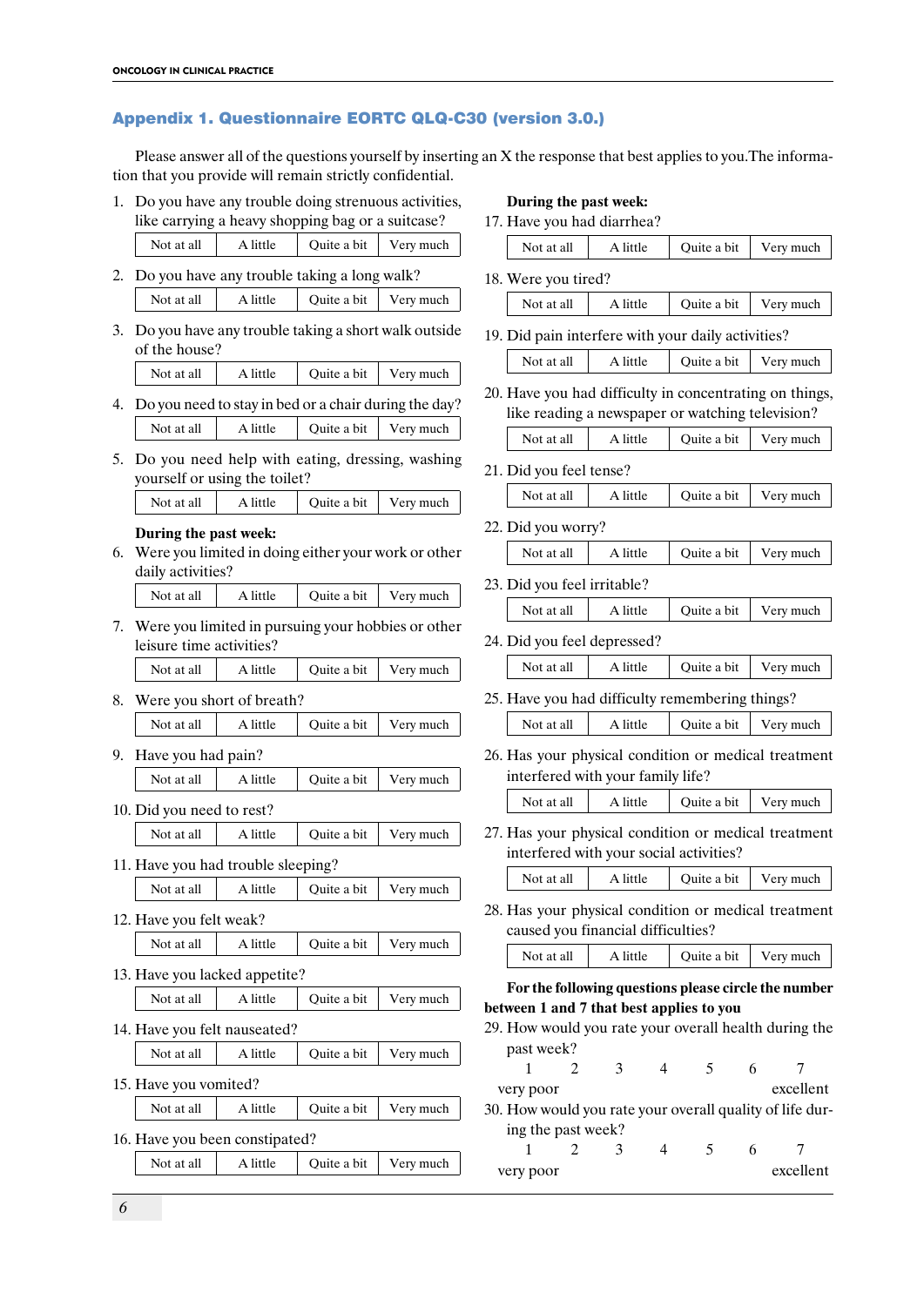## Appendix 1. Questionnaire EORTC QLQ-C30 (version 3.0.)

Please answer all of the questions yourself by inserting an X the response that best applies to you.The information that you provide will remain strictly confidential.

1. Do you have any trouble doing strenuous activities, like carrying a heavy shopping bag or a suitcase?

| Not at all | A little | Quite a bit | Very much |
|---|---|---|---|

2. Do you have any trouble taking a long walk?

| Not at all | A little | Quite a bit | Very much |
|---|---|---|---|

3. Do you have any trouble taking a short walk outside of the house?

| Not at all | A little | Quite a bit | Very much |
|---|---|---|---|

4. Do you need to stay in bed or a chair during the day?

| Not at all | A little | Quite a bit | Very much |
|---|---|---|---|

5. Do you need help with eating, dressing, washing yourself or using the toilet?

| Not at all | A little | Quite a bit | Very much |
|---|---|---|---|

**During the past week:**

6. Were you limited in doing either your work or other daily activities?

| Not at all | A little | Quite a bit | Very much |
|---|---|---|---|

7. Were you limited in pursuing your hobbies or other leisure time activities?

| Not at all | A little | Quite a bit | Very much |
|---|---|---|---|

8. Were you short of breath?

| Not at all | A little | Quite a bit | Very much |
|---|---|---|---|

9. Have you had pain?

| Not at all | A little | Quite a bit | Very much |
|---|---|---|---|

10. Did you need to rest?

| Not at all | A little | Quite a bit | Very much |
|---|---|---|---|

11. Have you had trouble sleeping?

| Not at all | A little | Quite a bit | Very much |
|---|---|---|---|

12. Have you felt weak?

| Not at all | A little | Quite a bit | Very much |
|---|---|---|---|

13. Have you lacked appetite?

| Not at all | A little | Quite a bit | Very much |
|---|---|---|---|

14. Have you felt nauseated?

| Not at all | A little | Quite a bit | Very much |
|---|---|---|---|

15. Have you vomited?

| Not at all | A little | Quite a bit | Very much |
|---|---|---|---|

16. Have you been constipated?

| Not at all | A little | Quite a bit | Very much |
|---|---|---|---|

**During the past week:**

17. Have you had diarrhea?

| Not at all | A little | Quite a bit | Very much |
|---|---|---|---|

18. Were you tired?

| Not at all | A little | Quite a bit | Very much |
|---|---|---|---|

19. Did pain interfere with your daily activities?

| Not at all | A little | Quite a bit | Very much |
|---|---|---|---|

20. Have you had difficulty in concentrating on things, like reading a newspaper or watching television?

| Not at all | A little | Quite a bit | Very much |
|---|---|---|---|

21. Did you feel tense?

| Not at all | A little | Quite a bit | Very much |
|---|---|---|---|

22. Did you worry?

| Not at all | A little | Quite a bit | Very much |
|---|---|---|---|

23. Did you feel irritable?

| Not at all | A little | Quite a bit | Very much |
|---|---|---|---|

24. Did you feel depressed?

| Not at all | A little | Quite a bit | Very much |
|---|---|---|---|

25. Have you had difficulty remembering things?

| Not at all | A little | Quite a bit | Very much |
|---|---|---|---|

26. Has your physical condition or medical treatment interfered with your family life?

| Not at all | A little | Quite a bit | Very much |
|---|---|---|---|

27. Has your physical condition or medical treatment interfered with your social activities?

| Not at all | A little | Quite a bit | Very much |
|---|---|---|---|

28. Has your physical condition or medical treatment caused you financial difficulties?

| Not at all | A little | Quite a bit | Very much |
|---|---|---|---|

**For the following questions please circle the number between 1 and 7 that best applies to you**

29. How would you rate your overall health during the past week?

| 1 | 2 | 3 | 4 | 5 | 6 | 7 |
|---|---|---|---|---|---|---|
| very poor | | | | | | excellent |

30. How would you rate your overall quality of life during the past week?

| 1 | 2 | 3 | 4 | 5 | 6 | 7 |
|---|---|---|---|---|---|---|
| very poor | | | | | | excellent |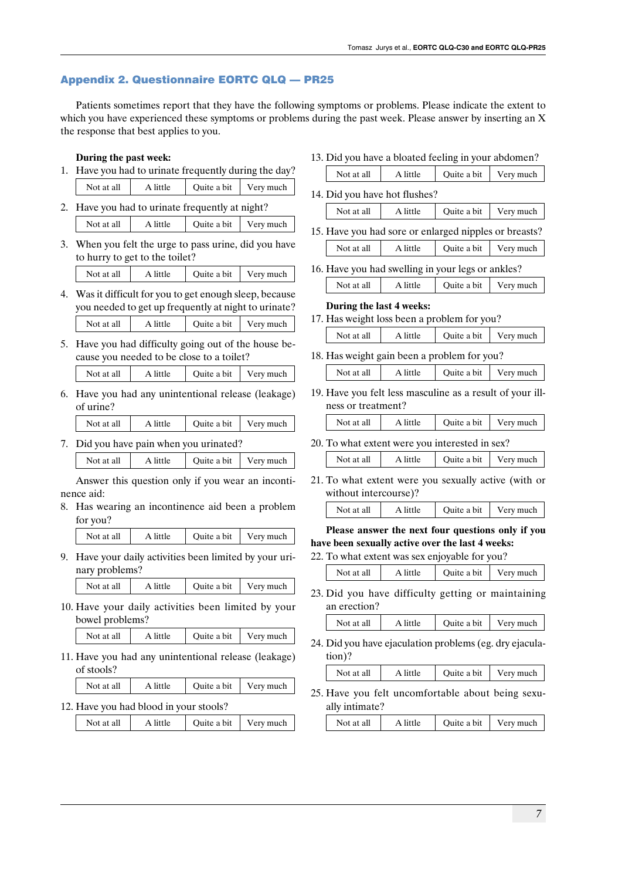## Appendix 2. Questionnaire EORTC QLQ — PR25

Patients sometimes report that they have the following symptoms or problems. Please indicate the extent to which you have experienced these symptoms or problems during the past week. Please answer by inserting an X the response that best applies to you.

**During the past week:**

1. Have you had to urinate frequently during the day?

| | | | |
|---|---|---|---|
| Not at all | A little | Quite a bit | Very much |

2. Have you had to urinate frequently at night?

| | | | |
|---|---|---|---|
| Not at all | A little | Quite a bit | Very much |

3. When you felt the urge to pass urine, did you have to hurry to get to the toilet?

| | | | |
|---|---|---|---|
| Not at all | A little | Quite a bit | Very much |

4. Was it difficult for you to get enough sleep, because you needed to get up frequently at night to urinate?

| | | | |
|---|---|---|---|
| Not at all | A little | Quite a bit | Very much |

5. Have you had difficulty going out of the house because you needed to be close to a toilet?

| | | | |
|---|---|---|---|
| Not at all | A little | Quite a bit | Very much |

6. Have you had any unintentional release (leakage) of urine?

| | | | |
|---|---|---|---|
| Not at all | A little | Quite a bit | Very much |

7. Did you have pain when you urinated?

| | | | |
|---|---|---|---|
| Not at all | A little | Quite a bit | Very much |

Answer this question only if you wear an incontinence aid:

8. Has wearing an incontinence aid been a problem for you?

| | | | |
|---|---|---|---|
| Not at all | A little | Quite a bit | Very much |

9. Have your daily activities been limited by your urinary problems?

| | | | |
|---|---|---|---|
| Not at all | A little | Quite a bit | Very much |

10. Have your daily activities been limited by your bowel problems?

| | | | |
|---|---|---|---|
| Not at all | A little | Quite a bit | Very much |

11. Have you had any unintentional release (leakage) of stools?

| | | | |
|---|---|---|---|
| Not at all | A little | Quite a bit | Very much |

12. Have you had blood in your stools?

| | | | |
|---|---|---|---|
| Not at all | A little | Quite a bit | Very much |

13. Did you have a bloated feeling in your abdomen?

| | | | |
|---|---|---|---|
| Not at all | A little | Quite a bit | Very much |

14. Did you have hot flushes?

| | | | |
|---|---|---|---|
| Not at all | A little | Quite a bit | Very much |

15. Have you had sore or enlarged nipples or breasts?

| | | | |
|---|---|---|---|
| Not at all | A little | Quite a bit | Very much |

16. Have you had swelling in your legs or ankles?

| | | | |
|---|---|---|---|
| Not at all | A little | Quite a bit | Very much |

**During the last 4 weeks:**

17. Has weight loss been a problem for you?

| | | | |
|---|---|---|---|
| Not at all | A little | Quite a bit | Very much |

18. Has weight gain been a problem for you?

| | | | |
|---|---|---|---|
| Not at all | A little | Quite a bit | Very much |

19. Have you felt less masculine as a result of your illness or treatment?

| | | | |
|---|---|---|---|
| Not at all | A little | Quite a bit | Very much |

20. To what extent were you interested in sex?

| | | | |
|---|---|---|---|
| Not at all | A little | Quite a bit | Very much |

21. To what extent were you sexually active (with or without intercourse)?

| | | | |
|---|---|---|---|
| Not at all | A little | Quite a bit | Very much |

**Please answer the next four questions only if you have been sexually active over the last 4 weeks:**

22. To what extent was sex enjoyable for you?

| | | | |
|---|---|---|---|
| Not at all | A little | Quite a bit | Very much |

23. Did you have difficulty getting or maintaining an erection?

| | | | |
|---|---|---|---|
| Not at all | A little | Quite a bit | Very much |

24. Did you have ejaculation problems (eg. dry ejaculation)?

| | | | |
|---|---|---|---|
| Not at all | A little | Quite a bit | Very much |

25. Have you felt uncomfortable about being sexually intimate?

| | | | |
|---|---|---|---|
| Not at all | A little | Quite a bit | Very much |